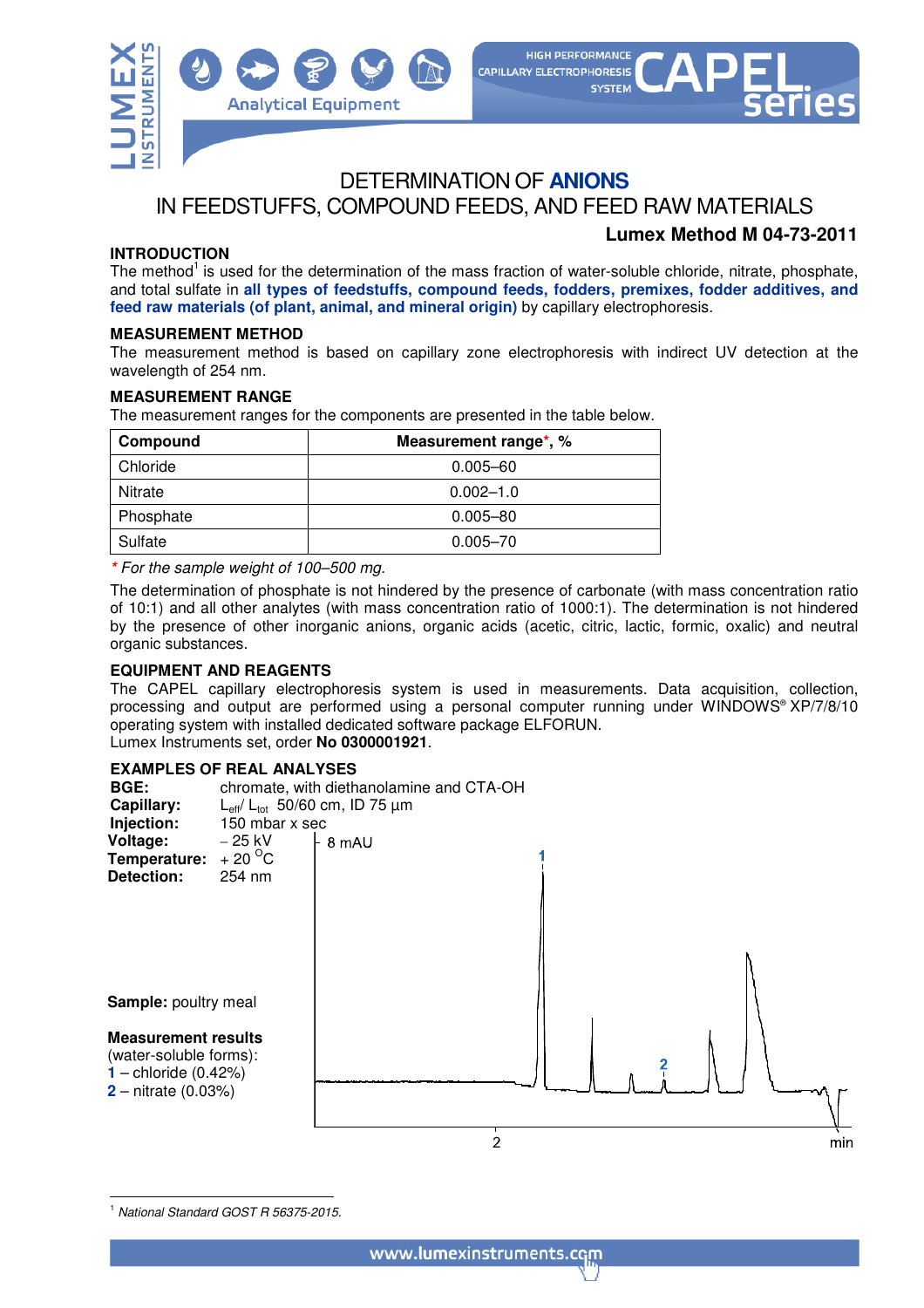# DETERMINATION OF **ANIONS**

## IN FEEDSTUFFS, COMPOUND FEEDS, AND FEED RAW MATERIALS

**Lumex Method M 04-73-2011**

### INTRODUCTION

The method[1] is used for the determination of the mass fraction of water-soluble chloride, nitrate, phosphate, and total sulfate in **all types of feedstuffs, compound feeds, fodders, premixes, fodder additives, and feed raw materials (of plant, animal, and mineral origin)** by capillary electrophoresis.

### MEASUREMENT METHOD

The measurement method is based on capillary zone electrophoresis with indirect UV detection at the wavelength of 254 nm.

### MEASUREMENT RANGE

The measurement ranges for the components are presented in the table below.

| Compound | Measurement range*, % |
|---|---|
| Chloride | 0.005–60 |
| Nitrate | 0.002–1.0 |
| Phosphate | 0.005–80 |
| Sulfate | 0.005–70 |

*\* For the sample weight of 100–500 mg.*

The determination of phosphate is not hindered by the presence of carbonate (with mass concentration ratio of 10:1) and all other analytes (with mass concentration ratio of 1000:1). The determination is not hindered by the presence of other inorganic anions, organic acids (acetic, citric, lactic, formic, oxalic) and neutral organic substances.

### EQUIPMENT AND REAGENTS

The CAPEL capillary electrophoresis system is used in measurements. Data acquisition, collection, processing and output are performed using a personal computer running under WINDOWS® XP/7/8/10 operating system with installed dedicated software package ELFORUN.
Lumex Instruments set, order **No 0300001921**.

### EXAMPLES OF REAL ANALYSES

**BGE:** chromate, with diethanolamine and CTA-OH
**Capillary:** $L_{eff}/L_{tot}$ 50/60 cm, ID 75 µm
**Injection:** 150 mbar x sec
**Voltage:** – 25 kV
**Temperature:** + 20 °C
**Detection:** 254 nm

8 mAU
1
2
2
min

**Sample:** poultry meal

**Measurement results**
(water-soluble forms):
**1** – chloride (0.42%)
**2** – nitrate (0.03%)

[1] *National Standard GOST R 56375-2015.*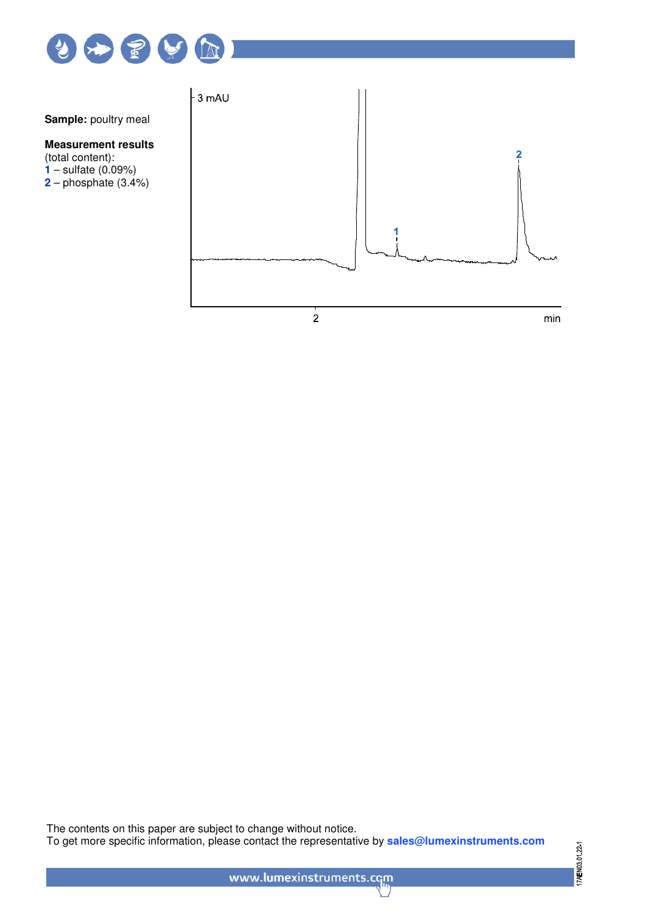**Sample:** poultry meal

**Measurement results**
(total content):
**1** – sulfate (0.09%)
**2** – phosphate (3.4%)

3 mAU

2

1

2

min

The contents on this paper are subject to change without notice.
To get more specific information, please contact the representative by **sales@lumexinstruments.com**

www.lumexinstruments.com

17AEN03.01.22-1